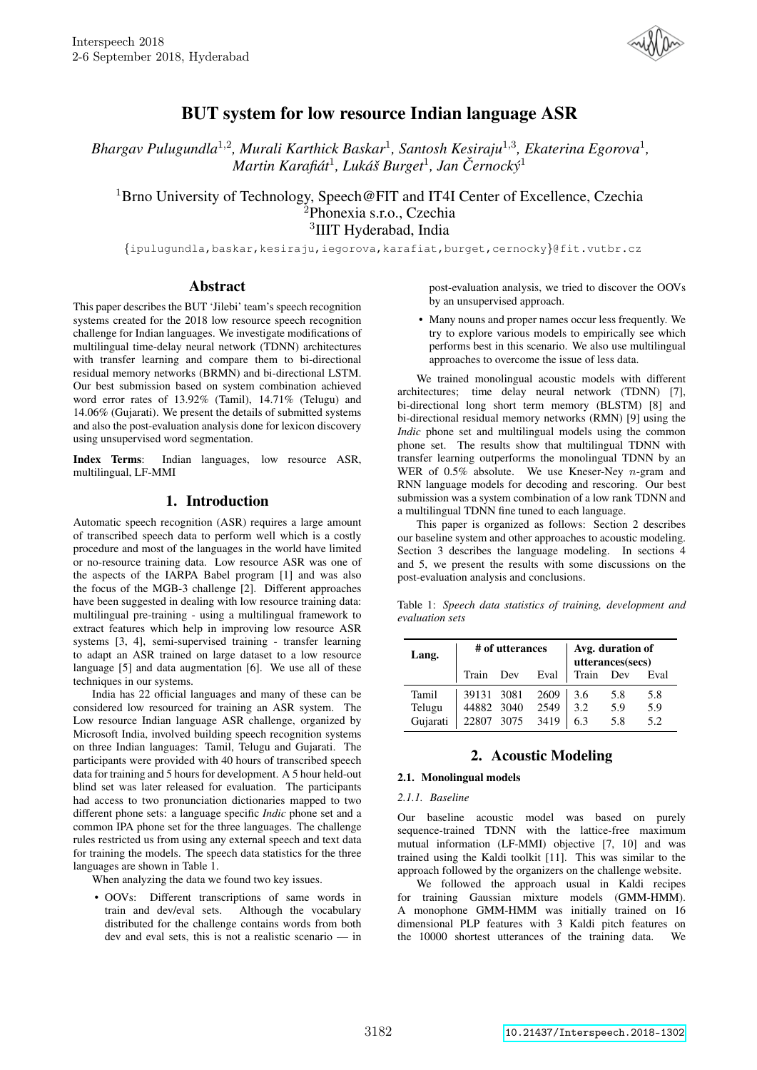# BUT system for low resource Indian language ASR

*Bhargav Pulugundla[1,2], Murali Karthick Baskar[1], Santosh Kesiraju[1,3], Ekaterina Egorova[1], Martin Karafiát[1], Lukáš Burget[1], Jan Černocký[1]*

[1]Brno University of Technology, Speech@FIT and IT4I Center of Excellence, Czechia
[2]Phonexia s.r.o., Czechia
[3]IIIT Hyderabad, India

{ipulugundla,baskar,kesiraju,iegorova,karafiat,burget,cernocky}@fit.vutbr.cz

## Abstract

This paper describes the BUT 'Jilebi' team's speech recognition systems created for the 2018 low resource speech recognition challenge for Indian languages. We investigate modifications of multilingual time-delay neural network (TDNN) architectures with transfer learning and compare them to bi-directional residual memory networks (BRMN) and bi-directional LSTM. Our best submission based on system combination achieved word error rates of 13.92% (Tamil), 14.71% (Telugu) and 14.06% (Gujarati). We present the details of submitted systems and also the post-evaluation analysis done for lexicon discovery using unsupervised word segmentation.

**Index Terms**: Indian languages, low resource ASR, multilingual, LF-MMI

## 1. Introduction

Automatic speech recognition (ASR) requires a large amount of transcribed speech data to perform well which is a costly procedure and most of the languages in the world have limited or no-resource training data. Low resource ASR was one of the aspects of the IARPA Babel program [1] and was also the focus of the MGB-3 challenge [2]. Different approaches have been suggested in dealing with low resource training data: multilingual pre-training - using a multilingual framework to extract features which help in improving low resource ASR systems [3, 4], semi-supervised training - transfer learning to adapt an ASR trained on large dataset to a low resource language [5] and data augmentation [6]. We use all of these techniques in our systems.

India has 22 official languages and many of these can be considered low resourced for training an ASR system. The Low resource Indian language ASR challenge, organized by Microsoft India, involved building speech recognition systems on three Indian languages: Tamil, Telugu and Gujarati. The participants were provided with 40 hours of transcribed speech data for training and 5 hours for development. A 5 hour held-out blind set was later released for evaluation. The participants had access to two pronunciation dictionaries mapped to two different phone sets: a language specific *Indic* phone set and a common IPA phone set for the three languages. The challenge rules restricted us from using any external speech and text data for training the models. The speech data statistics for the three languages are shown in Table 1.

When analyzing the data we found two key issues.

- OOVs: Different transcriptions of same words in train and dev/eval sets. Although the vocabulary distributed for the challenge contains words from both dev and eval sets, this is not a realistic scenario — in post-evaluation analysis, we tried to discover the OOVs by an unsupervised approach.
- Many nouns and proper names occur less frequently. We try to explore various models to empirically see which performs best in this scenario. We also use multilingual approaches to overcome the issue of less data.

We trained monolingual acoustic models with different architectures; time delay neural network (TDNN) [7], bi-directional long short term memory (BLSTM) [8] and bi-directional residual memory networks (RMN) [9] using the *Indic* phone set and multilingual models using the common phone set. The results show that multilingual TDNN with transfer learning outperforms the monolingual TDNN by an WER of 0.5% absolute. We use Kneser-Ney $n$-gram and RNN language models for decoding and rescoring. Our best submission was a system combination of a low rank TDNN and a multilingual TDNN fine tuned to each language.

This paper is organized as follows: Section 2 describes our baseline system and other approaches to acoustic modeling. Section 3 describes the language modeling. In sections 4 and 5, we present the results with some discussions on the post-evaluation analysis and conclusions.

Table 1: *Speech data statistics of training, development and evaluation sets*

| Lang. | # of utterances | | | Avg. duration of utterances(secs) | | |
|---|---|---|---|---|---|---|
| | Train | Dev | Eval | Train | Dev | Eval |
| Tamil | 39131 | 3081 | 2609 | 3.6 | 5.8 | 5.8 |
| Telugu | 44882 | 3040 | 2549 | 3.2 | 5.9 | 5.9 |
| Gujarati | 22807 | 3075 | 3419 | 6.3 | 5.8 | 5.2 |

## 2. Acoustic Modeling

### 2.1. Monolingual models

#### 2.1.1. Baseline

Our baseline acoustic model was based on purely sequence-trained TDNN with the lattice-free maximum mutual information (LF-MMI) objective [7, 10] and was trained using the Kaldi toolkit [11]. This was similar to the approach followed by the organizers on the challenge website.

We followed the approach usual in Kaldi recipes for training Gaussian mixture models (GMM-HMM). A monophone GMM-HMM was initially trained on 16 dimensional PLP features with 3 Kaldi pitch features on the 10000 shortest utterances of the training data. We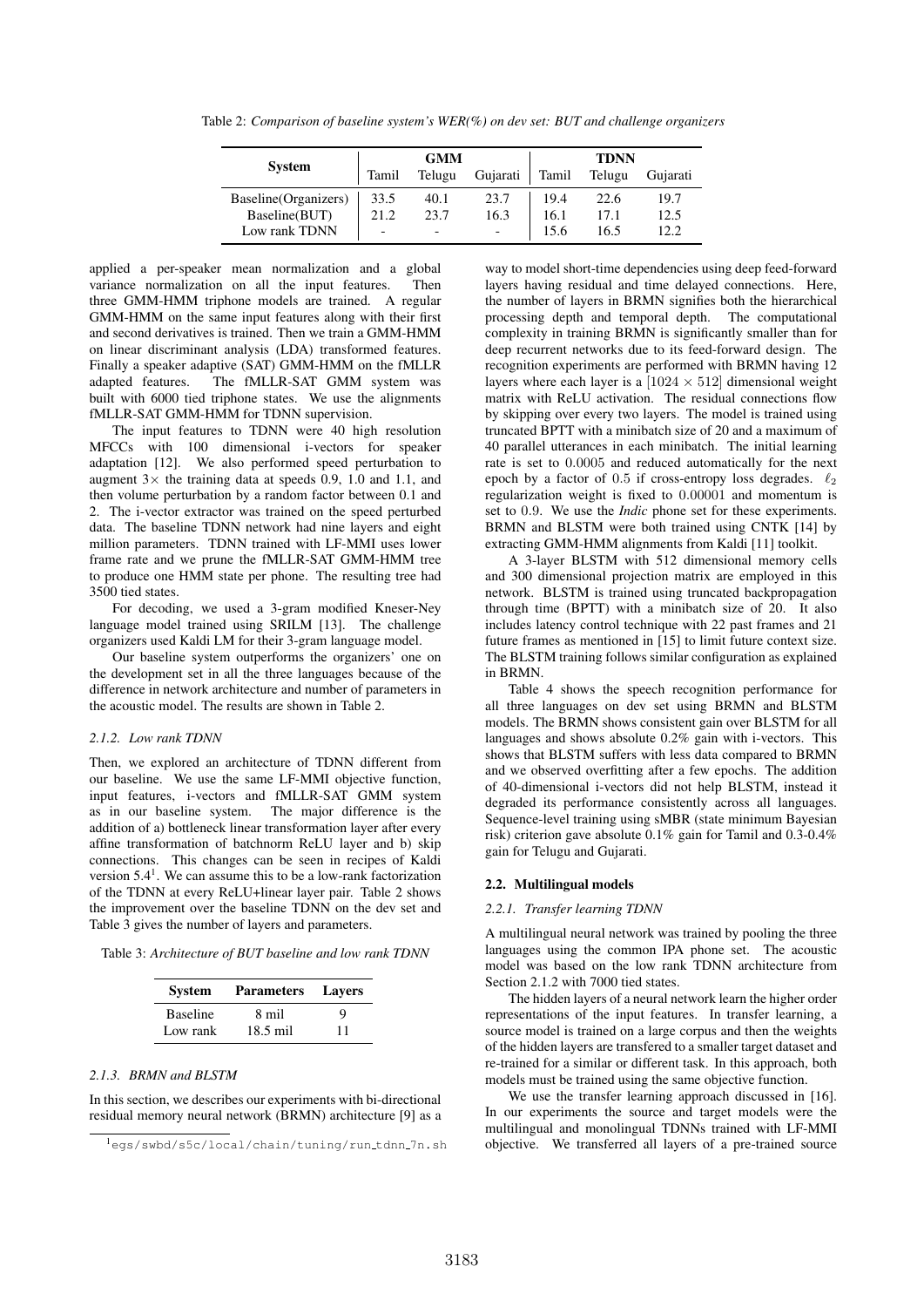Table 2: *Comparison of baseline system's WER(%) on dev set: BUT and challenge organizers*

| System | GMM | | | TDNN | | |
|---|---|---|---|---|---|---|
| | Tamil | Telugu | Gujarati | Tamil | Telugu | Gujarati |
| Baseline(Organizers) | 33.5 | 40.1 | 23.7 | 19.4 | 22.6 | 19.7 |
| Baseline(BUT) | 21.2 | 23.7 | 16.3 | 16.1 | 17.1 | 12.5 |
| Low rank TDNN | - | - | - | 15.6 | 16.5 | 12.2 |

applied a per-speaker mean normalization and a global variance normalization on all the input features. Then three GMM-HMM triphone models are trained. A regular GMM-HMM on the same input features along with their first and second derivatives is trained. Then we train a GMM-HMM on linear discriminant analysis (LDA) transformed features. Finally a speaker adaptive (SAT) GMM-HMM on the fMLLR adapted features. The fMLLR-SAT GMM system was built with 6000 tied triphone states. We use the alignments fMLLR-SAT GMM-HMM for TDNN supervision.

The input features to TDNN were 40 high resolution MFCCs with 100 dimensional i-vectors for speaker adaptation [12]. We also performed speed perturbation to augment $3\times$ the training data at speeds 0.9, 1.0 and 1.1, and then volume perturbation by a random factor between 0.1 and 2. The i-vector extractor was trained on the speed perturbed data. The baseline TDNN network had nine layers and eight million parameters. TDNN trained with LF-MMI uses lower frame rate and we prune the fMLLR-SAT GMM-HMM tree to produce one HMM state per phone. The resulting tree had 3500 tied states.

For decoding, we used a 3-gram modified Kneser-Ney language model trained using SRILM [13]. The challenge organizers used Kaldi LM for their 3-gram language model.

Our baseline system outperforms the organizers' one on the development set in all the three languages because of the difference in network architecture and number of parameters in the acoustic model. The results are shown in Table 2.

#### 2.1.2. Low rank TDNN

Then, we explored an architecture of TDNN different from our baseline. We use the same LF-MMI objective function, input features, i-vectors and fMLLR-SAT GMM system as in our baseline system. The major difference is the addition of a) bottleneck linear transformation layer after every affine transformation of batchnorm ReLU layer and b) skip connections. This changes can be seen in recipes of Kaldi version 5.4[1]. We can assume this to be a low-rank factorization of the TDNN at every ReLU+linear layer pair. Table 2 shows the improvement over the baseline TDNN on the dev set and Table 3 gives the number of layers and parameters.

Table 3: *Architecture of BUT baseline and low rank TDNN*

| System | Parameters | Layers |
|---|---|---|
| Baseline | 8 mil | 9 |
| Low rank | 18.5 mil | 11 |

#### 2.1.3. BRMN and BLSTM

In this section, we describes our experiments with bi-directional residual memory neural network (BRMN) architecture [9] as a way to model short-time dependencies using deep feed-forward layers having residual and time delayed connections. Here, the number of layers in BRMN signifies both the hierarchical processing depth and temporal depth. The computational complexity in training BRMN is significantly smaller than for deep recurrent networks due to its feed-forward design. The recognition experiments are performed with BRMN having 12 layers where each layer is a $[1024 \times 512]$ dimensional weight matrix with ReLU activation. The residual connections flow by skipping over every two layers. The model is trained using truncated BPTT with a minibatch size of 20 and a maximum of 40 parallel utterances in each minibatch. The initial learning rate is set to 0.0005 and reduced automatically for the next epoch by a factor of 0.5 if cross-entropy loss degrades. $\ell_2$ regularization weight is fixed to 0.00001 and momentum is set to 0.9. We use the *Indic* phone set for these experiments. BRMN and BLSTM were both trained using CNTK [14] by extracting GMM-HMM alignments from Kaldi [11] toolkit.

A 3-layer BLSTM with 512 dimensional memory cells and 300 dimensional projection matrix are employed in this network. BLSTM is trained using truncated backpropagation through time (BPTT) with a minibatch size of 20. It also includes latency control technique with 22 past frames and 21 future frames as mentioned in [15] to limit future context size. The BLSTM training follows similar configuration as explained in BRMN.

Table 4 shows the speech recognition performance for all three languages on dev set using BRMN and BLSTM models. The BRMN shows consistent gain over BLSTM for all languages and shows absolute 0.2% gain with i-vectors. This shows that BLSTM suffers with less data compared to BRMN and we observed overfitting after a few epochs. The addition of 40-dimensional i-vectors did not help BLSTM, instead it degraded its performance consistently across all languages. Sequence-level training using sMBR (state minimum Bayesian risk) criterion gave absolute 0.1% gain for Tamil and 0.3-0.4% gain for Telugu and Gujarati.

### 2.2. Multilingual models

#### 2.2.1. Transfer learning TDNN

A multilingual neural network was trained by pooling the three languages using the common IPA phone set. The acoustic model was based on the low rank TDNN architecture from Section 2.1.2 with 7000 tied states.

The hidden layers of a neural network learn the higher order representations of the input features. In transfer learning, a source model is trained on a large corpus and then the weights of the hidden layers are transfered to a smaller target dataset and re-trained for a similar or different task. In this approach, both models must be trained using the same objective function.

We use the transfer learning approach discussed in [16]. In our experiments the source and target models were the multilingual and monolingual TDNNs trained with LF-MMI objective. We transferred all layers of a pre-trained source

[1] `egs/swbd/s5c/local/chain/tuning/run_tdnn_7n.sh`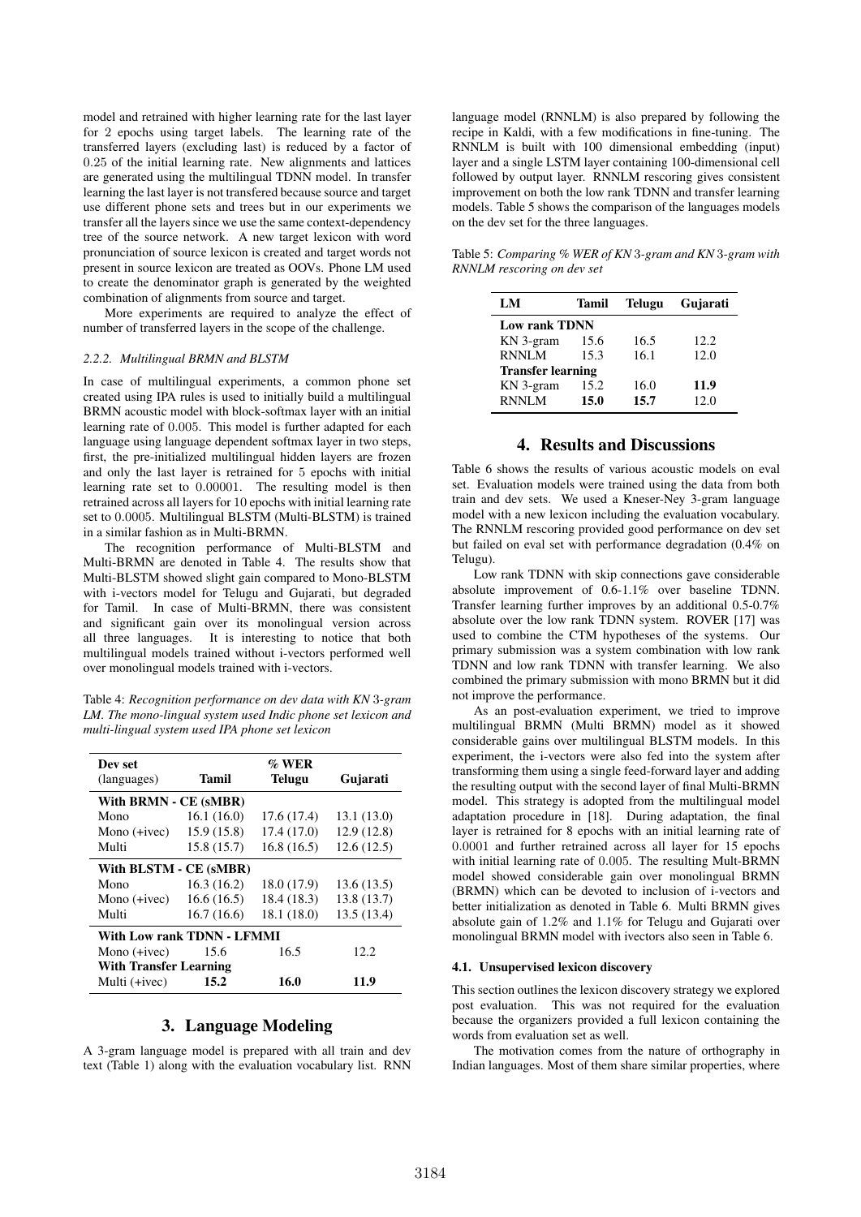model and retrained with higher learning rate for the last layer for 2 epochs using target labels. The learning rate of the transferred layers (excluding last) is reduced by a factor of 0.25 of the initial learning rate. New alignments and lattices are generated using the multilingual TDNN model. In transfer learning the last layer is not transfered because source and target use different phone sets and trees but in our experiments we transfer all the layers since we use the same context-dependency tree of the source network. A new target lexicon with word pronunciation of source lexicon is created and target words not present in source lexicon are treated as OOVs. Phone LM used to create the denominator graph is generated by the weighted combination of alignments from source and target.

More experiments are required to analyze the effect of number of transferred layers in the scope of the challenge.

#### 2.2.2. Multilingual BRMN and BLSTM

In case of multilingual experiments, a common phone set created using IPA rules is used to initially build a multilingual BRMN acoustic model with block-softmax layer with an initial learning rate of 0.005. This model is further adapted for each language using language dependent softmax layer in two steps, first, the pre-initialized multilingual hidden layers are frozen and only the last layer is retrained for 5 epochs with initial learning rate set to 0.00001. The resulting model is then retrained across all layers for 10 epochs with initial learning rate set to 0.0005. Multilingual BLSTM (Multi-BLSTM) is trained in a similar fashion as in Multi-BRMN.

The recognition performance of Multi-BLSTM and Multi-BRMN are denoted in Table 4. The results show that Multi-BLSTM showed slight gain compared to Mono-BLSTM with i-vectors model for Telugu and Gujarati, but degraded for Tamil. In case of Multi-BRMN, there was consistent and significant gain over its monolingual version across all three languages. It is interesting to notice that both multilingual models trained without i-vectors performed well over monolingual models trained with i-vectors.

Table 4: *Recognition performance on dev data with KN 3-gram LM. The mono-lingual system used Indic phone set lexicon and multi-lingual system used IPA phone set lexicon*

| Dev set (languages) | Tamil | % WER Telugu | Gujarati |
|---|---|---|---|
| **With BRMN - CE (sMBR)** | | | |
| Mono | 16.1 (16.0) | 17.6 (17.4) | 13.1 (13.0) |
| Mono (+ivec) | 15.9 (15.8) | 17.4 (17.0) | 12.9 (12.8) |
| Multi | 15.8 (15.7) | 16.8 (16.5) | 12.6 (12.5) |
| **With BLSTM - CE (sMBR)** | | | |
| Mono | 16.3 (16.2) | 18.0 (17.9) | 13.6 (13.5) |
| Mono (+ivec) | 16.6 (16.5) | 18.4 (18.3) | 13.8 (13.7) |
| Multi | 16.7 (16.6) | 18.1 (18.0) | 13.5 (13.4) |
| **With Low rank TDNN - LFMMI** | | | |
| Mono (+ivec) | 15.6 | 16.5 | 12.2 |
| **With Transfer Learning** | | | |
| Multi (+ivec) | **15.2** | **16.0** | **11.9** |

## 3. Language Modeling

A 3-gram language model is prepared with all train and dev text (Table 1) along with the evaluation vocabulary list. RNN language model (RNNLM) is also prepared by following the recipe in Kaldi, with a few modifications in fine-tuning. The RNNLM is built with 100 dimensional embedding (input) layer and a single LSTM layer containing 100-dimensional cell followed by output layer. RNNLM rescoring gives consistent improvement on both the low rank TDNN and transfer learning models. Table 5 shows the comparison of the languages models on the dev set for the three languages.

Table 5: *Comparing % WER of KN 3-gram and KN 3-gram with RNNLM rescoring on dev set*

| LM | Tamil | Telugu | Gujarati |
|---|---|---|---|
| **Low rank TDNN** | | | |
| KN 3-gram | 15.6 | 16.5 | 12.2 |
| RNNLM | 15.3 | 16.1 | 12.0 |
| **Transfer learning** | | | |
| KN 3-gram | 15.2 | 16.0 | **11.9** |
| RNNLM | **15.0** | **15.7** | 12.0 |

## 4. Results and Discussions

Table 6 shows the results of various acoustic models on eval set. Evaluation models were trained using the data from both train and dev sets. We used a Kneser-Ney 3-gram language model with a new lexicon including the evaluation vocabulary. The RNNLM rescoring provided good performance on dev set but failed on eval set with performance degradation (0.4% on Telugu).

Low rank TDNN with skip connections gave considerable absolute improvement of 0.6-1.1% over baseline TDNN. Transfer learning further improves by an additional 0.5-0.7% absolute over the low rank TDNN system. ROVER [17] was used to combine the CTM hypotheses of the systems. Our primary submission was a system combination with low rank TDNN and low rank TDNN with transfer learning. We also combined the primary submission with mono BRMN but it did not improve the performance.

As an post-evaluation experiment, we tried to improve multilingual BRMN (Multi BRMN) model as it showed considerable gains over multilingual BLSTM models. In this experiment, the i-vectors were also fed into the system after transforming them using a single feed-forward layer and adding the resulting output with the second layer of final Multi-BRMN model. This strategy is adopted from the multilingual model adaptation procedure in [18]. During adaptation, the final layer is retrained for 8 epochs with an initial learning rate of 0.0001 and further retrained across all layer for 15 epochs with initial learning rate of 0.005. The resulting Mult-BRMN model showed considerable gain over monolingual BRMN (BRMN) which can be devoted to inclusion of i-vectors and better initialization as denoted in Table 6. Multi BRMN gives absolute gain of 1.2% and 1.1% for Telugu and Gujarati over monolingual BRMN model with ivectors also seen in Table 6.

### 4.1. Unsupervised lexicon discovery

This section outlines the lexicon discovery strategy we explored post evaluation. This was not required for the evaluation because the organizers provided a full lexicon containing the words from evaluation set as well.

The motivation comes from the nature of orthography in Indian languages. Most of them share similar properties, where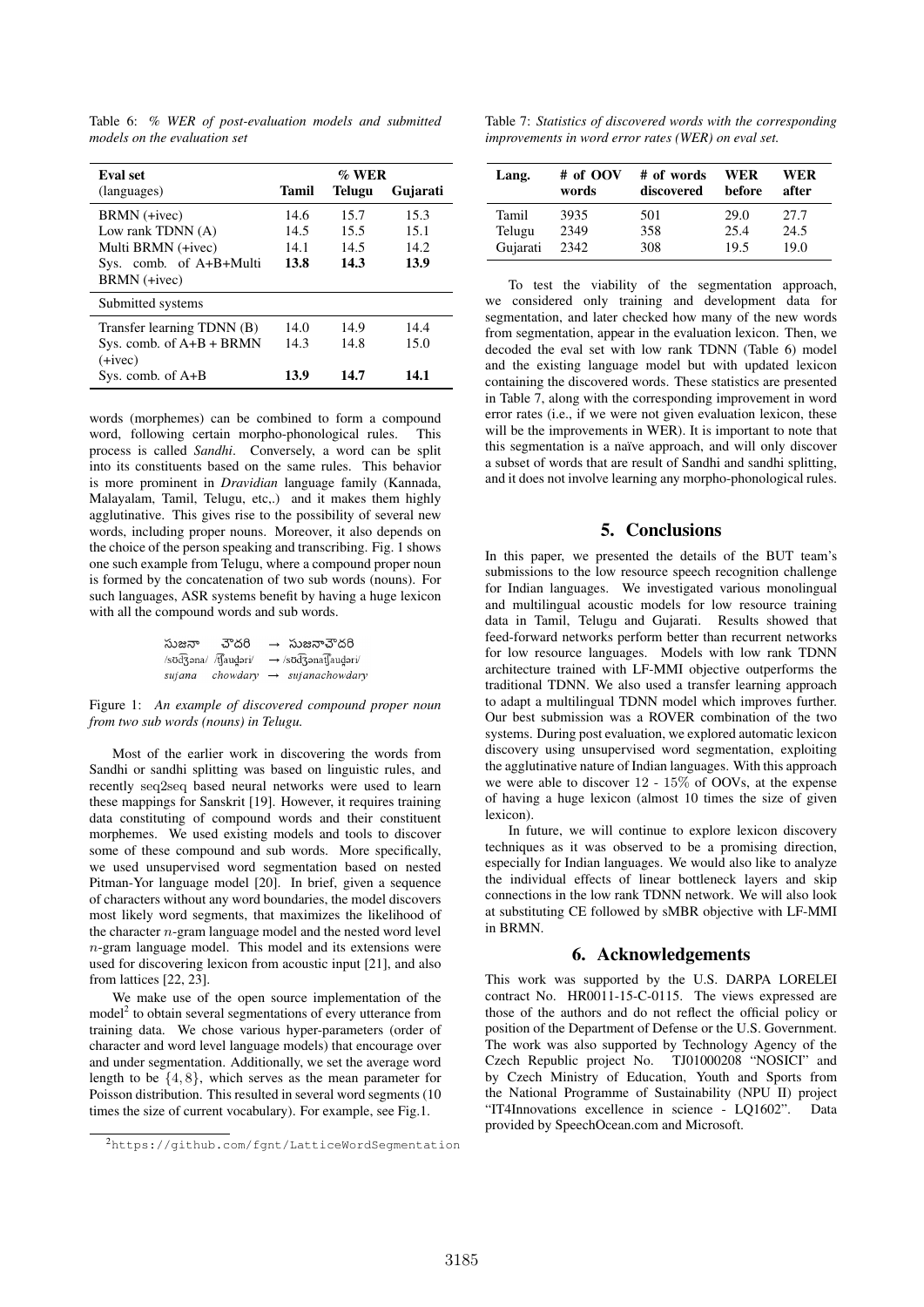Table 6: *% WER of post-evaluation models and submitted models on the evaluation set*

| Eval set (languages) | % WER Tamil | Telugu | Gujarati |
|---|---|---|---|
| BRMN (+ivec) | 14.6 | 15.7 | 15.3 |
| Low rank TDNN (A) | 14.5 | 15.5 | 15.1 |
| Multi BRMN (+ivec) | 14.1 | 14.5 | 14.2 |
| Sys. comb. of A+B+Multi BRMN (+ivec) | **13.8** | **14.3** | **13.9** |
| Submitted systems | | | |
| Transfer learning TDNN (B) | 14.0 | 14.9 | 14.4 |
| Sys. comb. of A+B + BRMN (+ivec) | 14.3 | 14.8 | 15.0 |
| Sys. comb. of A+B | **13.9** | **14.7** | **14.1** |

words (morphemes) can be combined to form a compound word, following certain morpho-phonological rules. This process is called *Sandhi*. Conversely, a word can be split into its constituents based on the same rules. This behavior is more prominent in *Dravidian* language family (Kannada, Malayalam, Tamil, Telugu, etc,.) and it makes them highly agglutinative. This gives rise to the possibility of several new words, including proper nouns. Moreover, it also depends on the choice of the person speaking and transcribing. Fig. 1 shows one such example from Telugu, where a compound proper noun is formed by the concatenation of two sub words (nouns). For such languages, ASR systems benefit by having a huge lexicon with all the compound words and sub words.

సుజనా చౌదరి → సుజనాచౌదరి
/sʊd͡ʒəna/ /t͡ʃaudəri/ → /sʊd͡ʒənat͡ʃaudəri/
*sujana chowdary* → *sujanachowdary*

Figure 1: *An example of discovered compound proper noun from two sub words (nouns) in Telugu.*

Most of the earlier work in discovering the words from Sandhi or sandhi splitting was based on linguistic rules, and recently seq2seq based neural networks were used to learn these mappings for Sanskrit [19]. However, it requires training data constituting of compound words and their constituent morphemes. We used existing models and tools to discover some of these compound and sub words. More specifically, we used unsupervised word segmentation based on nested Pitman-Yor language model [20]. In brief, given a sequence of characters without any word boundaries, the model discovers most likely word segments, that maximizes the likelihood of the character $n$-gram language model and the nested word level $n$-gram language model. This model and its extensions were used for discovering lexicon from acoustic input [21], and also from lattices [22, 23].

We make use of the open source implementation of the model[2] to obtain several segmentations of every utterance from training data. We chose various hyper-parameters (order of character and word level language models) that encourage over and under segmentation. Additionally, we set the average word length to be $\{4, 8\}$, which serves as the mean parameter for Poisson distribution. This resulted in several word segments (10 times the size of current vocabulary). For example, see Fig.1.

[2] https://github.com/fgnt/LatticeWordSegmentation

Table 7: *Statistics of discovered words with the corresponding improvements in word error rates (WER) on eval set.*

| Lang. | # of OOV words | # of words discovered | WER before | WER after |
|---|---|---|---|---|
| Tamil | 3935 | 501 | 29.0 | 27.7 |
| Telugu | 2349 | 358 | 25.4 | 24.5 |
| Gujarati | 2342 | 308 | 19.5 | 19.0 |

To test the viability of the segmentation approach, we considered only training and development data for segmentation, and later checked how many of the new words from segmentation, appear in the evaluation lexicon. Then, we decoded the eval set with low rank TDNN (Table 6) model and the existing language model but with updated lexicon containing the discovered words. These statistics are presented in Table 7, along with the corresponding improvement in word error rates (i.e., if we were not given evaluation lexicon, these will be the improvements in WER). It is important to note that this segmentation is a naïve approach, and will only discover a subset of words that are result of Sandhi and sandhi splitting, and it does not involve learning any morpho-phonological rules.

## 5. Conclusions

In this paper, we presented the details of the BUT team's submissions to the low resource speech recognition challenge for Indian languages. We investigated various monolingual and multilingual acoustic models for low resource training data in Tamil, Telugu and Gujarati. Results showed that feed-forward networks perform better than recurrent networks for low resource languages. Models with low rank TDNN architecture trained with LF-MMI objective outperforms the traditional TDNN. We also used a transfer learning approach to adapt a multilingual TDNN model which improves further. Our best submission was a ROVER combination of the two systems. During post evaluation, we explored automatic lexicon discovery using unsupervised word segmentation, exploiting the agglutinative nature of Indian languages. With this approach we were able to discover 12 - 15% of OOVs, at the expense of having a huge lexicon (almost 10 times the size of given lexicon).

In future, we will continue to explore lexicon discovery techniques as it was observed to be a promising direction, especially for Indian languages. We would also like to analyze the individual effects of linear bottleneck layers and skip connections in the low rank TDNN network. We will also look at substituting CE followed by sMBR objective with LF-MMI in BRMN.

## 6. Acknowledgements

This work was supported by the U.S. DARPA LORELEI contract No. HR0011-15-C-0115. The views expressed are those of the authors and do not reflect the official policy or position of the Department of Defense or the U.S. Government. The work was also supported by Technology Agency of the Czech Republic project No. TJ01000208 "NOSICI" and by Czech Ministry of Education, Youth and Sports from the National Programme of Sustainability (NPU II) project "IT4Innovations excellence in science - LQ1602". Data provided by SpeechOcean.com and Microsoft.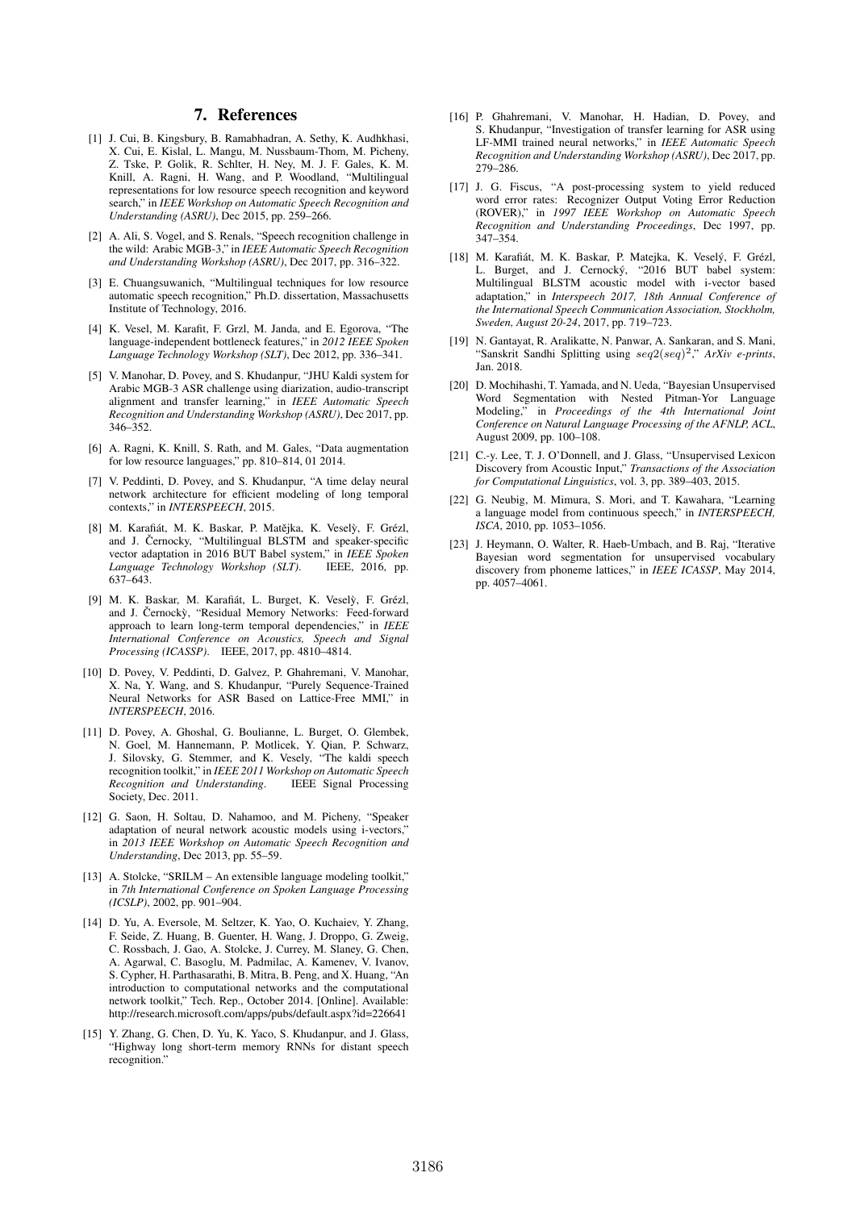## 7. References

[1] J. Cui, B. Kingsbury, B. Ramabhadran, A. Sethy, K. Audhkhasi, X. Cui, E. Kislal, L. Mangu, M. Nussbaum-Thom, M. Picheny, Z. Tske, P. Golik, R. Schlter, H. Ney, M. J. F. Gales, K. M. Knill, A. Ragni, H. Wang, and P. Woodland, "Multilingual representations for low resource speech recognition and keyword search," in *IEEE Workshop on Automatic Speech Recognition and Understanding (ASRU)*, Dec 2015, pp. 259–266.

[2] A. Ali, S. Vogel, and S. Renals, "Speech recognition challenge in the wild: Arabic MGB-3," in *IEEE Automatic Speech Recognition and Understanding Workshop (ASRU)*, Dec 2017, pp. 316–322.

[3] E. Chuangsuwanich, "Multilingual techniques for low resource automatic speech recognition," Ph.D. dissertation, Massachusetts Institute of Technology, 2016.

[4] K. Vesel, M. Karafit, F. Grzl, M. Janda, and E. Egorova, "The language-independent bottleneck features," in *2012 IEEE Spoken Language Technology Workshop (SLT)*, Dec 2012, pp. 336–341.

[5] V. Manohar, D. Povey, and S. Khudanpur, "JHU Kaldi system for Arabic MGB-3 ASR challenge using diarization, audio-transcript alignment and transfer learning," in *IEEE Automatic Speech Recognition and Understanding Workshop (ASRU)*, Dec 2017, pp. 346–352.

[6] A. Ragni, K. Knill, S. Rath, and M. Gales, "Data augmentation for low resource languages," pp. 810–814, 01 2014.

[7] V. Peddinti, D. Povey, and S. Khudanpur, "A time delay neural network architecture for efficient modeling of long temporal contexts," in *INTERSPEECH*, 2015.

[8] M. Karafiát, M. K. Baskar, P. Matějka, K. Veselỳ, F. Grézl, and J. Černocky, "Multilingual BLSTM and speaker-specific vector adaptation in 2016 BUT Babel system," in *IEEE Spoken Language Technology Workshop (SLT)*. IEEE, 2016, pp. 637–643.

[9] M. K. Baskar, M. Karafiát, L. Burget, K. Veselỳ, F. Grézl, and J. Černockỳ, "Residual Memory Networks: Feed-forward approach to learn long-term temporal dependencies," in *IEEE International Conference on Acoustics, Speech and Signal Processing (ICASSP)*. IEEE, 2017, pp. 4810–4814.

[10] D. Povey, V. Peddinti, D. Galvez, P. Ghahremani, V. Manohar, X. Na, Y. Wang, and S. Khudanpur, "Purely Sequence-Trained Neural Networks for ASR Based on Lattice-Free MMI," in *INTERSPEECH*, 2016.

[11] D. Povey, A. Ghoshal, G. Boulianne, L. Burget, O. Glembek, N. Goel, M. Hannemann, P. Motlicek, Y. Qian, P. Schwarz, J. Silovsky, G. Stemmer, and K. Vesely, "The kaldi speech recognition toolkit," in *IEEE 2011 Workshop on Automatic Speech Recognition and Understanding*. IEEE Signal Processing Society, Dec. 2011.

[12] G. Saon, H. Soltau, D. Nahamoo, and M. Picheny, "Speaker adaptation of neural network acoustic models using i-vectors," in *2013 IEEE Workshop on Automatic Speech Recognition and Understanding*, Dec 2013, pp. 55–59.

[13] A. Stolcke, "SRILM – An extensible language modeling toolkit," in *7th International Conference on Spoken Language Processing (ICSLP)*, 2002, pp. 901–904.

[14] D. Yu, A. Eversole, M. Seltzer, K. Yao, O. Kuchaiev, Y. Zhang, F. Seide, Z. Huang, B. Guenter, H. Wang, J. Droppo, G. Zweig, C. Rossbach, J. Gao, A. Stolcke, J. Currey, M. Slaney, G. Chen, A. Agarwal, C. Basoglu, M. Padmilac, A. Kamenev, V. Ivanov, S. Cypher, H. Parthasarathi, B. Mitra, B. Peng, and X. Huang, "An introduction to computational networks and the computational network toolkit," Tech. Rep., October 2014. [Online]. Available: http://research.microsoft.com/apps/pubs/default.aspx?id=226641

[15] Y. Zhang, G. Chen, D. Yu, K. Yaco, S. Khudanpur, and J. Glass, "Highway long short-term memory RNNs for distant speech recognition."

[16] P. Ghahremani, V. Manohar, H. Hadian, D. Povey, and S. Khudanpur, "Investigation of transfer learning for ASR using LF-MMI trained neural networks," in *IEEE Automatic Speech Recognition and Understanding Workshop (ASRU)*, Dec 2017, pp. 279–286.

[17] J. G. Fiscus, "A post-processing system to yield reduced word error rates: Recognizer Output Voting Error Reduction (ROVER)," in *1997 IEEE Workshop on Automatic Speech Recognition and Understanding Proceedings*, Dec 1997, pp. 347–354.

[18] M. Karafiát, M. K. Baskar, P. Matejka, K. Veselý, F. Grézl, L. Burget, and J. Cernocký, "2016 BUT babel system: Multilingual BLSTM acoustic model with i-vector based adaptation," in *Interspeech 2017, 18th Annual Conference of the International Speech Communication Association, Stockholm, Sweden, August 20-24*, 2017, pp. 719–723.

[19] N. Gantayat, R. Aralikatte, N. Panwar, A. Sankaran, and S. Mani, "Sanskrit Sandhi Splitting using $seq2(seq)^2$," *ArXiv e-prints*, Jan. 2018.

[20] D. Mochihashi, T. Yamada, and N. Ueda, "Bayesian Unsupervised Word Segmentation with Nested Pitman-Yor Language Modeling," in *Proceedings of the 4th International Joint Conference on Natural Language Processing of the AFNLP, ACL*, August 2009, pp. 100–108.

[21] C.-y. Lee, T. J. O'Donnell, and J. Glass, "Unsupervised Lexicon Discovery from Acoustic Input," *Transactions of the Association for Computational Linguistics*, vol. 3, pp. 389–403, 2015.

[22] G. Neubig, M. Mimura, S. Mori, and T. Kawahara, "Learning a language model from continuous speech," in *INTERSPEECH, ISCA*, 2010, pp. 1053–1056.

[23] J. Heymann, O. Walter, R. Haeb-Umbach, and B. Raj, "Iterative Bayesian word segmentation for unsupervised vocabulary discovery from phoneme lattices," in *IEEE ICASSP*, May 2014, pp. 4057–4061.